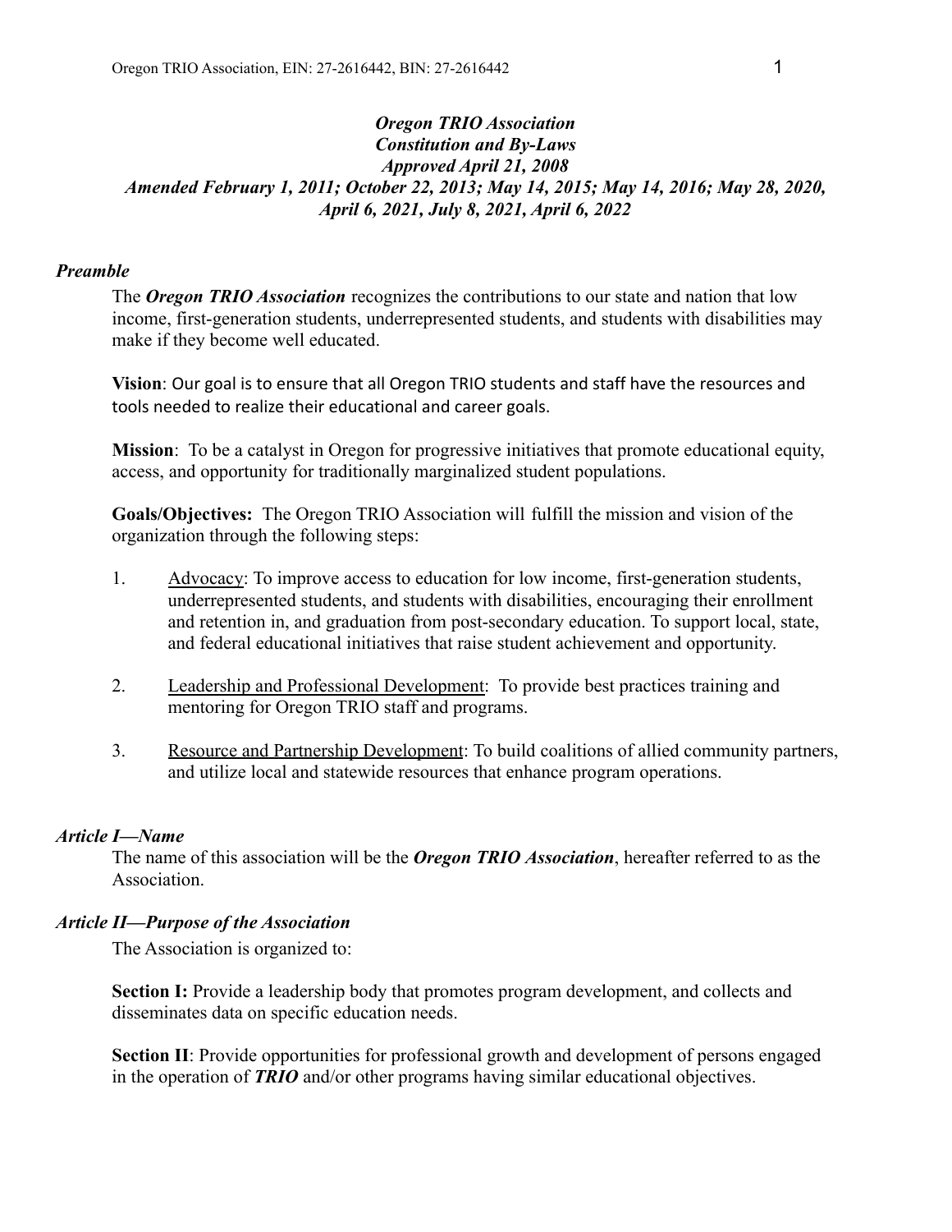***Oregon TRIO Association***
***Constitution and By-Laws***
***Approved April 21, 2008***
***Amended February 1, 2011; October 22, 2013; May 14, 2015; May 14, 2016; May 28, 2020, April 6, 2021, July 8, 2021, April 6, 2022***

### *Preamble*

The ***Oregon TRIO Association*** recognizes the contributions to our state and nation that low income, first-generation students, underrepresented students, and students with disabilities may make if they become well educated.

**Vision**: Our goal is to ensure that all Oregon TRIO students and staff have the resources and tools needed to realize their educational and career goals.

**Mission**: To be a catalyst in Oregon for progressive initiatives that promote educational equity, access, and opportunity for traditionally marginalized student populations.

**Goals/Objectives:** The Oregon TRIO Association will fulfill the mission and vision of the organization through the following steps:

1. Advocacy: To improve access to education for low income, first-generation students, underrepresented students, and students with disabilities, encouraging their enrollment and retention in, and graduation from post-secondary education. To support local, state, and federal educational initiatives that raise student achievement and opportunity.

2. Leadership and Professional Development: To provide best practices training and mentoring for Oregon TRIO staff and programs.

3. Resource and Partnership Development: To build coalitions of allied community partners, and utilize local and statewide resources that enhance program operations.

### *Article I—Name*

The name of this association will be the ***Oregon TRIO Association***, hereafter referred to as the Association.

### *Article II—Purpose of the Association*

The Association is organized to:

**Section I:** Provide a leadership body that promotes program development, and collects and disseminates data on specific education needs.

**Section II**: Provide opportunities for professional growth and development of persons engaged in the operation of ***TRIO*** and/or other programs having similar educational objectives.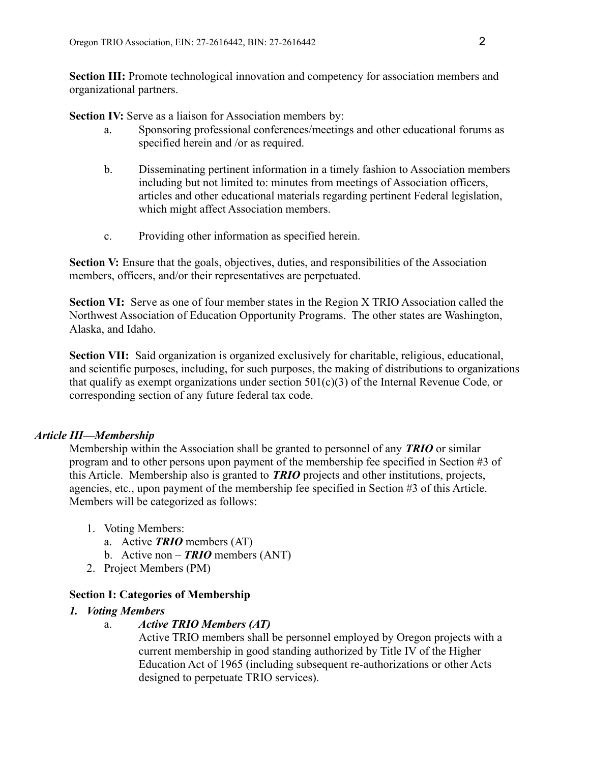**Section III:** Promote technological innovation and competency for association members and organizational partners.

**Section IV:** Serve as a liaison for Association members by:

a. Sponsoring professional conferences/meetings and other educational forums as specified herein and /or as required.

b. Disseminating pertinent information in a timely fashion to Association members including but not limited to: minutes from meetings of Association officers, articles and other educational materials regarding pertinent Federal legislation, which might affect Association members.

c. Providing other information as specified herein.

**Section V:** Ensure that the goals, objectives, duties, and responsibilities of the Association members, officers, and/or their representatives are perpetuated.

**Section VI:** Serve as one of four member states in the Region X TRIO Association called the Northwest Association of Education Opportunity Programs. The other states are Washington, Alaska, and Idaho.

**Section VII:** Said organization is organized exclusively for charitable, religious, educational, and scientific purposes, including, for such purposes, the making of distributions to organizations that qualify as exempt organizations under section 501(c)(3) of the Internal Revenue Code, or corresponding section of any future federal tax code.

## *Article III—Membership*

Membership within the Association shall be granted to personnel of any ***TRIO*** or similar program and to other persons upon payment of the membership fee specified in Section #3 of this Article. Membership also is granted to ***TRIO*** projects and other institutions, projects, agencies, etc., upon payment of the membership fee specified in Section #3 of this Article. Members will be categorized as follows:

1. Voting Members:
   a. Active ***TRIO*** members (AT)
   b. Active non – ***TRIO*** members (ANT)
2. Project Members (PM)

### Section I: Categories of Membership

1. ***Voting Members***

   a. ***Active TRIO Members (AT)***
   Active TRIO members shall be personnel employed by Oregon projects with a current membership in good standing authorized by Title IV of the Higher Education Act of 1965 (including subsequent re-authorizations or other Acts designed to perpetuate TRIO services).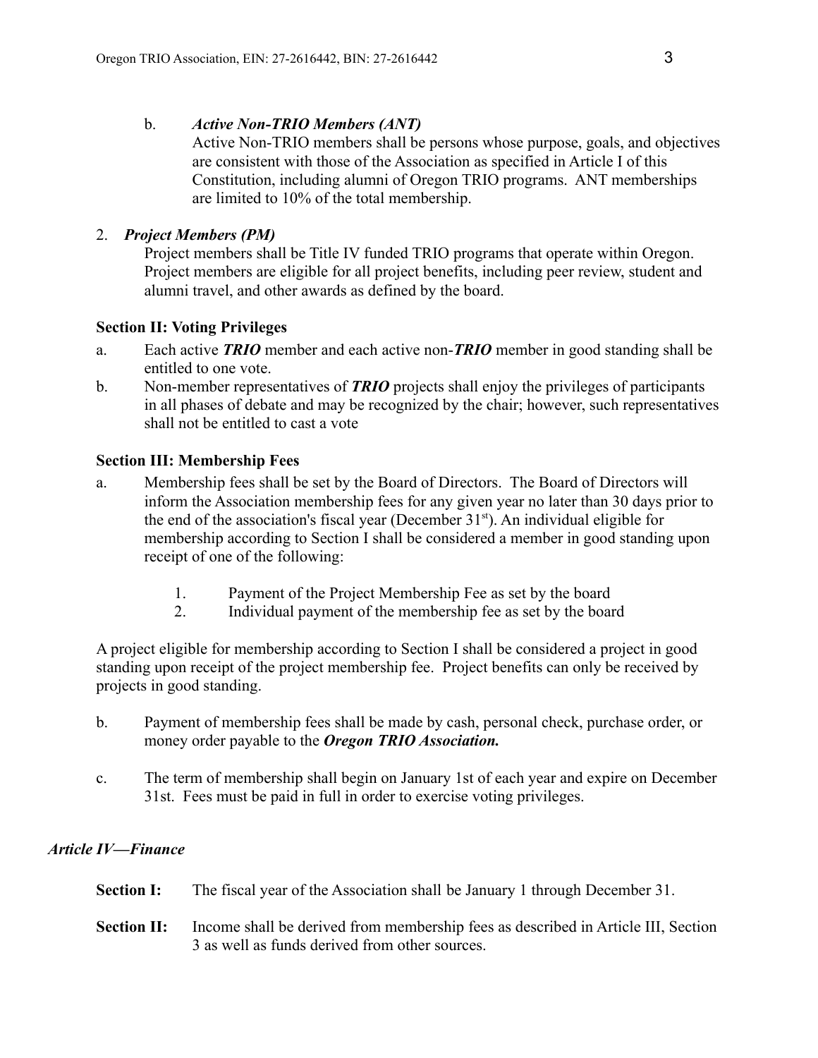b. ***Active Non-TRIO Members (ANT)***

Active Non-TRIO members shall be persons whose purpose, goals, and objectives are consistent with those of the Association as specified in Article I of this Constitution, including alumni of Oregon TRIO programs. ANT memberships are limited to 10% of the total membership.

2. ***Project Members (PM)***

Project members shall be Title IV funded TRIO programs that operate within Oregon. Project members are eligible for all project benefits, including peer review, student and alumni travel, and other awards as defined by the board.

**Section II: Voting Privileges**

a. Each active ***TRIO*** member and each active non-***TRIO*** member in good standing shall be entitled to one vote.

b. Non-member representatives of ***TRIO*** projects shall enjoy the privileges of participants in all phases of debate and may be recognized by the chair; however, such representatives shall not be entitled to cast a vote

**Section III: Membership Fees**

a. Membership fees shall be set by the Board of Directors. The Board of Directors will inform the Association membership fees for any given year no later than 30 days prior to the end of the association's fiscal year (December 31st). An individual eligible for membership according to Section I shall be considered a member in good standing upon receipt of one of the following:

1. Payment of the Project Membership Fee as set by the board
2. Individual payment of the membership fee as set by the board

A project eligible for membership according to Section I shall be considered a project in good standing upon receipt of the project membership fee. Project benefits can only be received by projects in good standing.

b. Payment of membership fees shall be made by cash, personal check, purchase order, or money order payable to the ***Oregon TRIO Association.***

c. The term of membership shall begin on January 1st of each year and expire on December 31st. Fees must be paid in full in order to exercise voting privileges.

## *Article IV—Finance*

**Section I:** The fiscal year of the Association shall be January 1 through December 31.

**Section II:** Income shall be derived from membership fees as described in Article III, Section 3 as well as funds derived from other sources.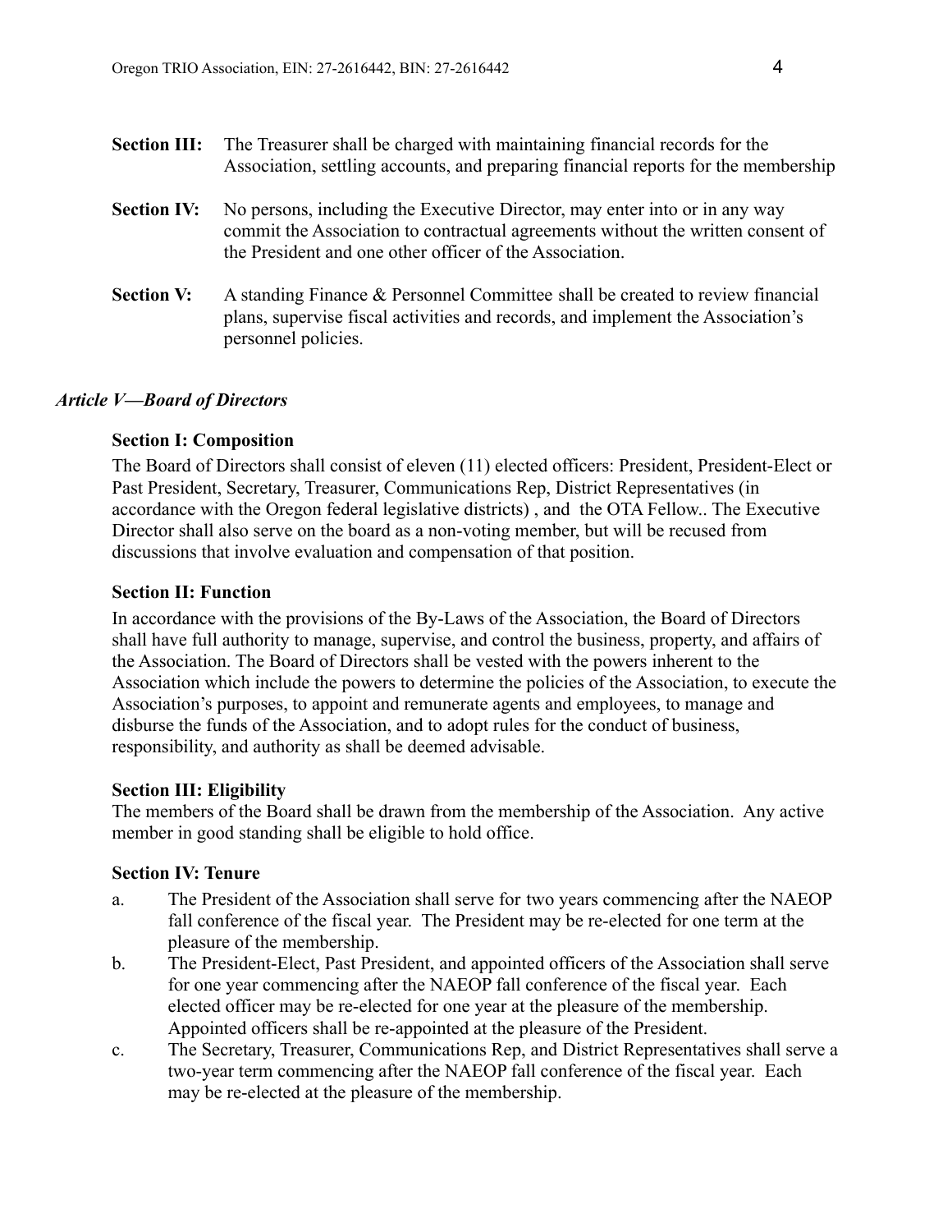**Section III:** The Treasurer shall be charged with maintaining financial records for the Association, settling accounts, and preparing financial reports for the membership

**Section IV:** No persons, including the Executive Director, may enter into or in any way commit the Association to contractual agreements without the written consent of the President and one other officer of the Association.

**Section V:** A standing Finance & Personnel Committee shall be created to review financial plans, supervise fiscal activities and records, and implement the Association's personnel policies.

## *Article V—Board of Directors*

**Section I: Composition**

The Board of Directors shall consist of eleven (11) elected officers: President, President-Elect or Past President, Secretary, Treasurer, Communications Rep, District Representatives (in accordance with the Oregon federal legislative districts) , and the OTA Fellow.. The Executive Director shall also serve on the board as a non-voting member, but will be recused from discussions that involve evaluation and compensation of that position.

**Section II: Function**

In accordance with the provisions of the By-Laws of the Association, the Board of Directors shall have full authority to manage, supervise, and control the business, property, and affairs of the Association. The Board of Directors shall be vested with the powers inherent to the Association which include the powers to determine the policies of the Association, to execute the Association's purposes, to appoint and remunerate agents and employees, to manage and disburse the funds of the Association, and to adopt rules for the conduct of business, responsibility, and authority as shall be deemed advisable.

**Section III: Eligibility**

The members of the Board shall be drawn from the membership of the Association. Any active member in good standing shall be eligible to hold office.

**Section IV: Tenure**

a. The President of the Association shall serve for two years commencing after the NAEOP fall conference of the fiscal year. The President may be re-elected for one term at the pleasure of the membership.

b. The President-Elect, Past President, and appointed officers of the Association shall serve for one year commencing after the NAEOP fall conference of the fiscal year. Each elected officer may be re-elected for one year at the pleasure of the membership. Appointed officers shall be re-appointed at the pleasure of the President.

c. The Secretary, Treasurer, Communications Rep, and District Representatives shall serve a two-year term commencing after the NAEOP fall conference of the fiscal year. Each may be re-elected at the pleasure of the membership.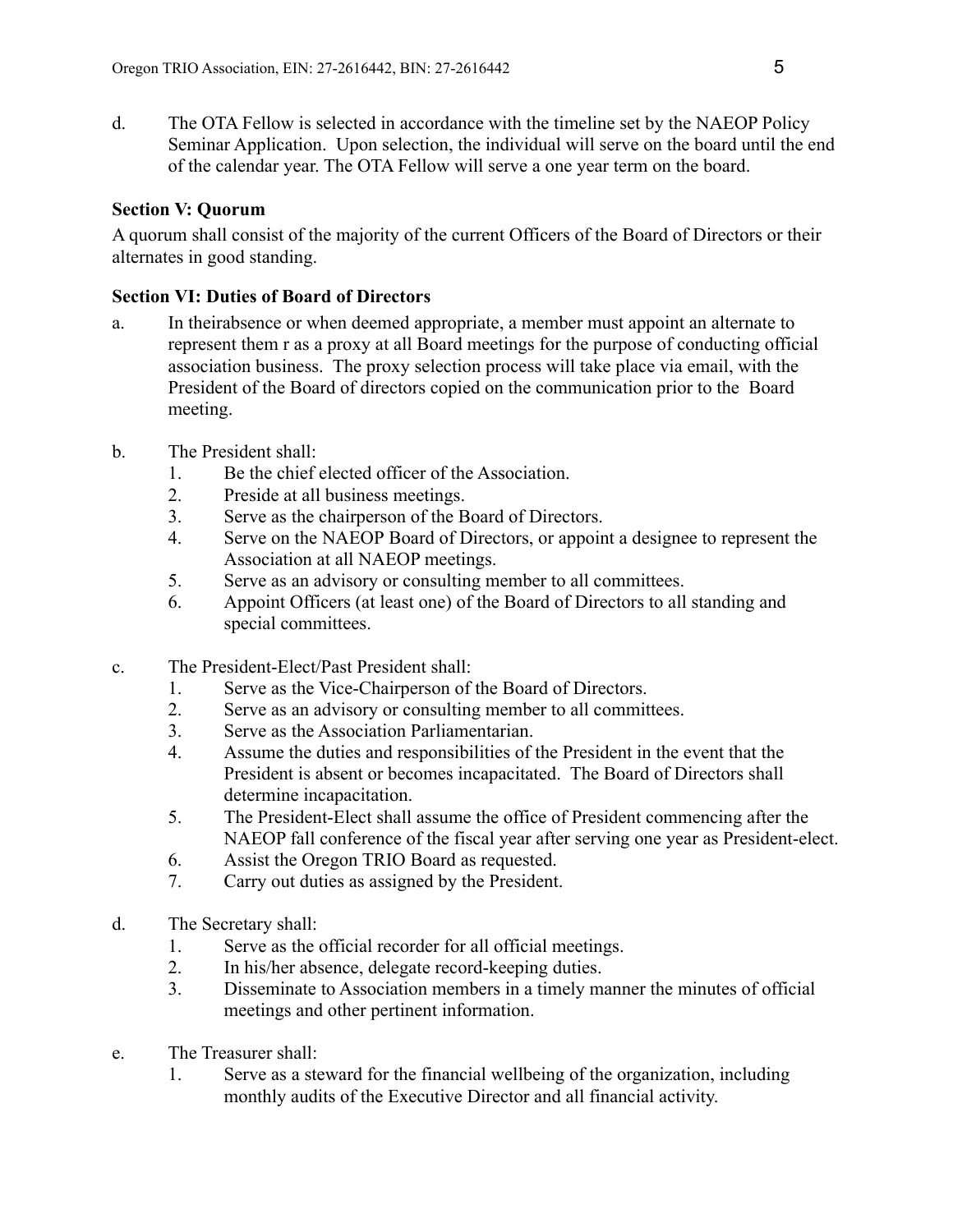d. The OTA Fellow is selected in accordance with the timeline set by the NAEOP Policy Seminar Application. Upon selection, the individual will serve on the board until the end of the calendar year. The OTA Fellow will serve a one year term on the board.

**Section V: Quorum**

A quorum shall consist of the majority of the current Officers of the Board of Directors or their alternates in good standing.

**Section VI: Duties of Board of Directors**

a. In theirabsence or when deemed appropriate, a member must appoint an alternate to represent them r as a proxy at all Board meetings for the purpose of conducting official association business. The proxy selection process will take place via email, with the President of the Board of directors copied on the communication prior to the Board meeting.

b. The President shall:
   1. Be the chief elected officer of the Association.
   2. Preside at all business meetings.
   3. Serve as the chairperson of the Board of Directors.
   4. Serve on the NAEOP Board of Directors, or appoint a designee to represent the Association at all NAEOP meetings.
   5. Serve as an advisory or consulting member to all committees.
   6. Appoint Officers (at least one) of the Board of Directors to all standing and special committees.

c. The President-Elect/Past President shall:
   1. Serve as the Vice-Chairperson of the Board of Directors.
   2. Serve as an advisory or consulting member to all committees.
   3. Serve as the Association Parliamentarian.
   4. Assume the duties and responsibilities of the President in the event that the President is absent or becomes incapacitated. The Board of Directors shall determine incapacitation.
   5. The President-Elect shall assume the office of President commencing after the NAEOP fall conference of the fiscal year after serving one year as President-elect.
   6. Assist the Oregon TRIO Board as requested.
   7. Carry out duties as assigned by the President.

d. The Secretary shall:
   1. Serve as the official recorder for all official meetings.
   2. In his/her absence, delegate record-keeping duties.
   3. Disseminate to Association members in a timely manner the minutes of official meetings and other pertinent information.

e. The Treasurer shall:
   1. Serve as a steward for the financial wellbeing of the organization, including monthly audits of the Executive Director and all financial activity.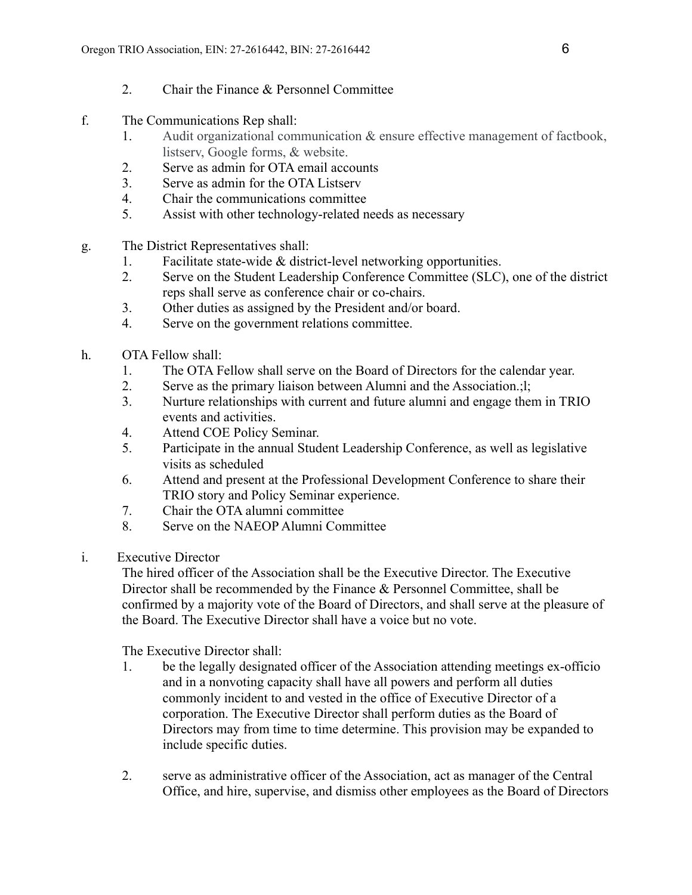2. Chair the Finance & Personnel Committee

f. The Communications Rep shall:
   1. Audit organizational communication & ensure effective management of factbook, listserv, Google forms, & website.
   2. Serve as admin for OTA email accounts
   3. Serve as admin for the OTA Listserv
   4. Chair the communications committee
   5. Assist with other technology-related needs as necessary

g. The District Representatives shall:
   1. Facilitate state-wide & district-level networking opportunities.
   2. Serve on the Student Leadership Conference Committee (SLC), one of the district reps shall serve as conference chair or co-chairs.
   3. Other duties as assigned by the President and/or board.
   4. Serve on the government relations committee.

h. OTA Fellow shall:
   1. The OTA Fellow shall serve on the Board of Directors for the calendar year.
   2. Serve as the primary liaison between Alumni and the Association.;l;
   3. Nurture relationships with current and future alumni and engage them in TRIO events and activities.
   4. Attend COE Policy Seminar.
   5. Participate in the annual Student Leadership Conference, as well as legislative visits as scheduled
   6. Attend and present at the Professional Development Conference to share their TRIO story and Policy Seminar experience.
   7. Chair the OTA alumni committee
   8. Serve on the NAEOP Alumni Committee

i. Executive Director

   The hired officer of the Association shall be the Executive Director. The Executive Director shall be recommended by the Finance & Personnel Committee, shall be confirmed by a majority vote of the Board of Directors, and shall serve at the pleasure of the Board. The Executive Director shall have a voice but no vote.

   The Executive Director shall:
   1. be the legally designated officer of the Association attending meetings ex-officio and in a nonvoting capacity shall have all powers and perform all duties commonly incident to and vested in the office of Executive Director of a corporation. The Executive Director shall perform duties as the Board of Directors may from time to time determine. This provision may be expanded to include specific duties.

   2. serve as administrative officer of the Association, act as manager of the Central Office, and hire, supervise, and dismiss other employees as the Board of Directors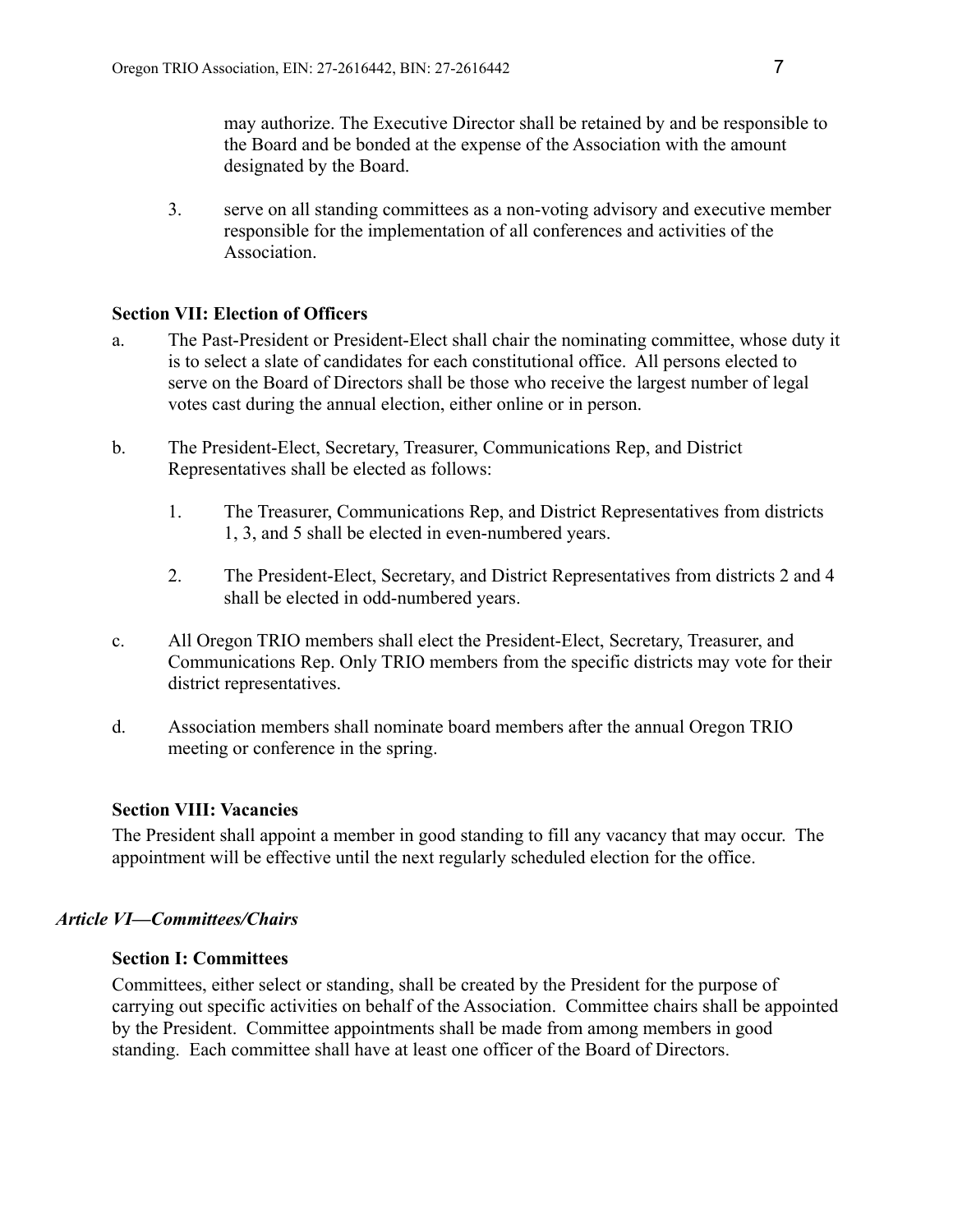may authorize. The Executive Director shall be retained by and be responsible to the Board and be bonded at the expense of the Association with the amount designated by the Board.

3. serve on all standing committees as a non-voting advisory and executive member responsible for the implementation of all conferences and activities of the Association.

**Section VII: Election of Officers**

a. The Past-President or President-Elect shall chair the nominating committee, whose duty it is to select a slate of candidates for each constitutional office. All persons elected to serve on the Board of Directors shall be those who receive the largest number of legal votes cast during the annual election, either online or in person.

b. The President-Elect, Secretary, Treasurer, Communications Rep, and District Representatives shall be elected as follows:

   1. The Treasurer, Communications Rep, and District Representatives from districts 1, 3, and 5 shall be elected in even-numbered years.

   2. The President-Elect, Secretary, and District Representatives from districts 2 and 4 shall be elected in odd-numbered years.

c. All Oregon TRIO members shall elect the President-Elect, Secretary, Treasurer, and Communications Rep. Only TRIO members from the specific districts may vote for their district representatives.

d. Association members shall nominate board members after the annual Oregon TRIO meeting or conference in the spring.

**Section VIII: Vacancies**

The President shall appoint a member in good standing to fill any vacancy that may occur. The appointment will be effective until the next regularly scheduled election for the office.

### *Article VI—Committees/Chairs*

**Section I: Committees**

Committees, either select or standing, shall be created by the President for the purpose of carrying out specific activities on behalf of the Association. Committee chairs shall be appointed by the President. Committee appointments shall be made from among members in good standing. Each committee shall have at least one officer of the Board of Directors.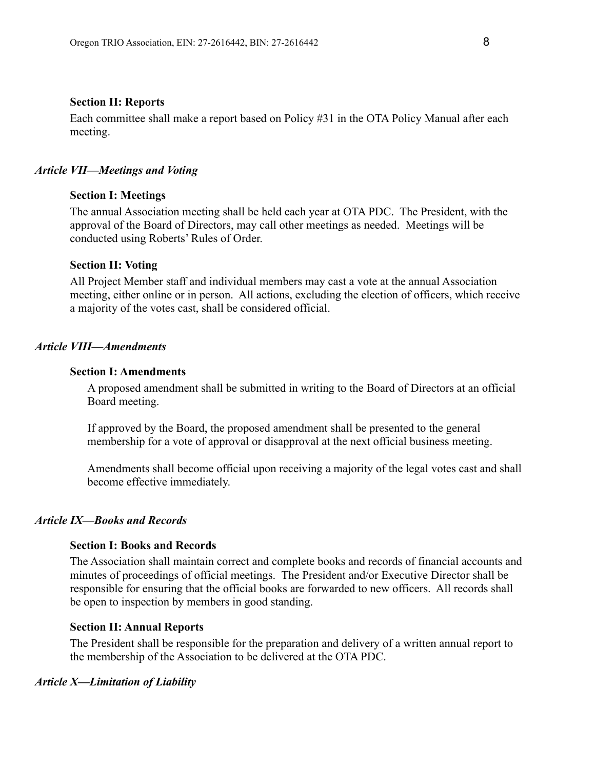### Section II: Reports

Each committee shall make a report based on Policy #31 in the OTA Policy Manual after each meeting.

## *Article VII—Meetings and Voting*

### Section I: Meetings

The annual Association meeting shall be held each year at OTA PDC. The President, with the approval of the Board of Directors, may call other meetings as needed. Meetings will be conducted using Roberts' Rules of Order.

### Section II: Voting

All Project Member staff and individual members may cast a vote at the annual Association meeting, either online or in person. All actions, excluding the election of officers, which receive a majority of the votes cast, shall be considered official.

## *Article VIII—Amendments*

### Section I: Amendments

A proposed amendment shall be submitted in writing to the Board of Directors at an official Board meeting.

If approved by the Board, the proposed amendment shall be presented to the general membership for a vote of approval or disapproval at the next official business meeting.

Amendments shall become official upon receiving a majority of the legal votes cast and shall become effective immediately.

## *Article IX—Books and Records*

### Section I: Books and Records

The Association shall maintain correct and complete books and records of financial accounts and minutes of proceedings of official meetings. The President and/or Executive Director shall be responsible for ensuring that the official books are forwarded to new officers. All records shall be open to inspection by members in good standing.

### Section II: Annual Reports

The President shall be responsible for the preparation and delivery of a written annual report to the membership of the Association to be delivered at the OTA PDC.

## *Article X—Limitation of Liability*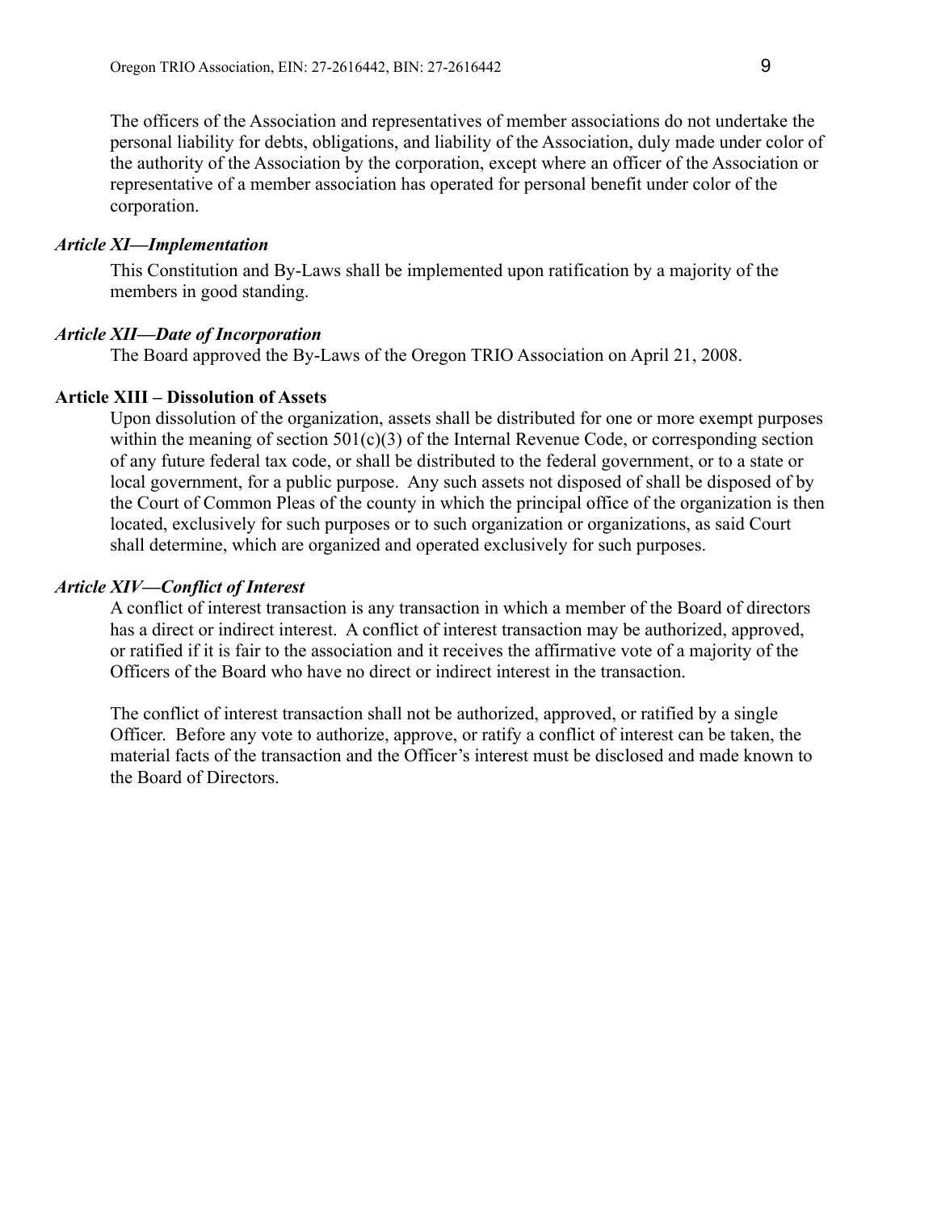The officers of the Association and representatives of member associations do not undertake the personal liability for debts, obligations, and liability of the Association, duly made under color of the authority of the Association by the corporation, except where an officer of the Association or representative of a member association has operated for personal benefit under color of the corporation.

### *Article XI—Implementation*

This Constitution and By-Laws shall be implemented upon ratification by a majority of the members in good standing.

### *Article XII—Date of Incorporation*

The Board approved the By-Laws of the Oregon TRIO Association on April 21, 2008.

### **Article XIII – Dissolution of Assets**

Upon dissolution of the organization, assets shall be distributed for one or more exempt purposes within the meaning of section 501(c)(3) of the Internal Revenue Code, or corresponding section of any future federal tax code, or shall be distributed to the federal government, or to a state or local government, for a public purpose. Any such assets not disposed of shall be disposed of by the Court of Common Pleas of the county in which the principal office of the organization is then located, exclusively for such purposes or to such organization or organizations, as said Court shall determine, which are organized and operated exclusively for such purposes.

### *Article XIV—Conflict of Interest*

A conflict of interest transaction is any transaction in which a member of the Board of directors has a direct or indirect interest. A conflict of interest transaction may be authorized, approved, or ratified if it is fair to the association and it receives the affirmative vote of a majority of the Officers of the Board who have no direct or indirect interest in the transaction.

The conflict of interest transaction shall not be authorized, approved, or ratified by a single Officer. Before any vote to authorize, approve, or ratify a conflict of interest can be taken, the material facts of the transaction and the Officer's interest must be disclosed and made known to the Board of Directors.